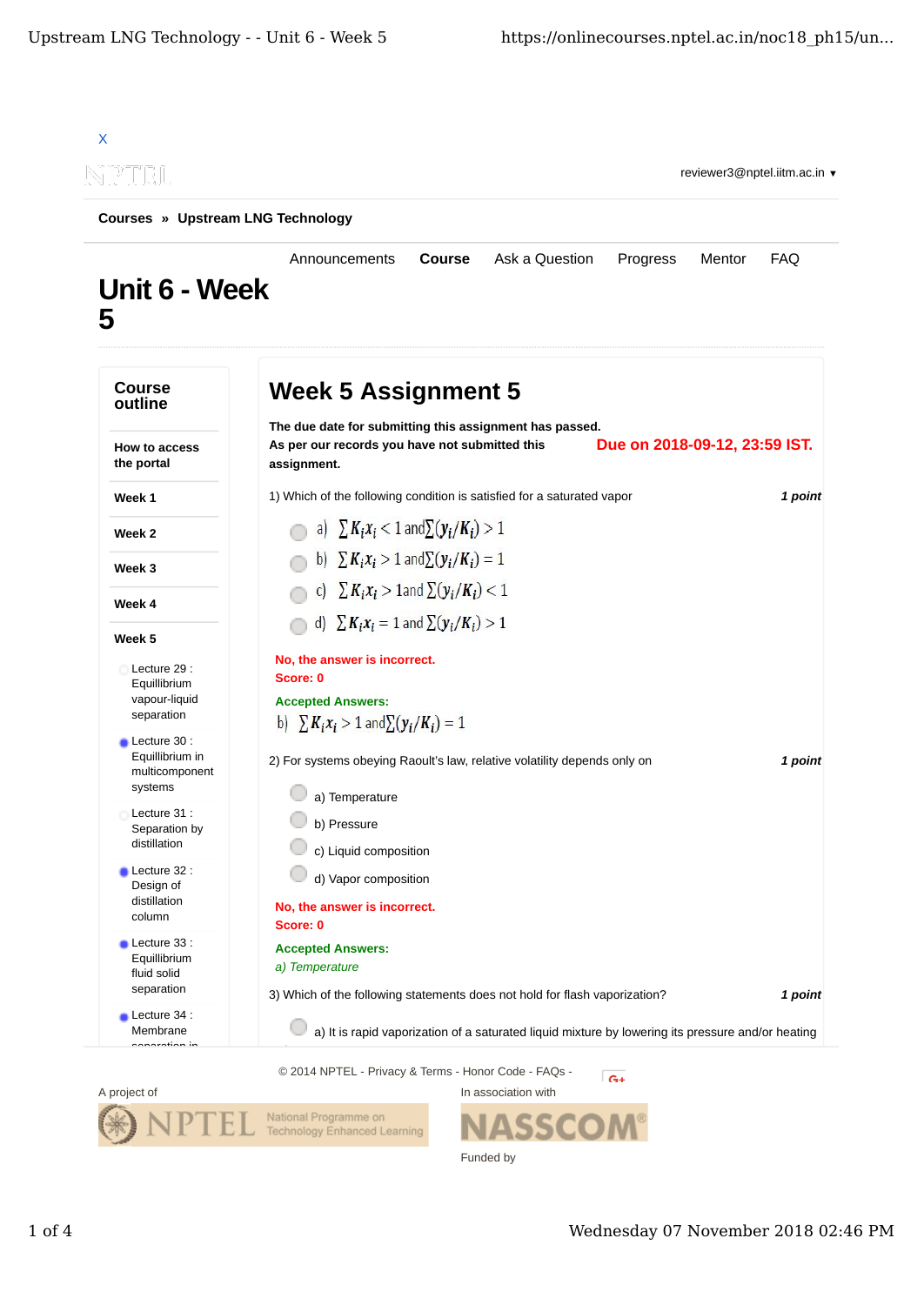X

reviewer3@nptel.iitm.ac.in ▼

**Courses** » **Upstream LNG Technology**

Announcements **Course** Ask a Question Progress Mentor FAQ

# Unit 6 - Week 5

## Course outline

**How to access the portal**

**Week 1**

**Week 2**

**Week 3**

**Week 4**

**Week 5**

- Lecture 29 : Equillibrium vapour-liquid separation
- Lecture 30 : Equillibrium in multicomponent systems
- Lecture 31 : Separation by distillation
- Lecture 32 : Design of distillation column
- Lecture 33 : Equillibrium fluid solid separation
- Lecture 34 : Membrane separation in

## Week 5 Assignment 5

**The due date for submitting this assignment has passed.**
**As per our records you have not submitted this assignment.**

**Due on 2018-09-12, 23:59 IST.**

1) Which of the following condition is satisfied for a saturated vapor *1 point*

a) $\sum K_i x_i < 1$ and $\sum (y_i/K_i) > 1$

b) $\sum K_i x_i > 1$ and $\sum (y_i/K_i) = 1$

c) $\sum K_i x_i > 1$ and $\sum (y_i/K_i) < 1$

d) $\sum K_i x_i = 1$ and $\sum (y_i/K_i) > 1$

**No, the answer is incorrect.**
**Score: 0**

**Accepted Answers:**
b) $\sum K_i x_i > 1$ and $\sum (y_i/K_i) = 1$

2) For systems obeying Raoult's law, relative volatility depends only on *1 point*

a) Temperature

b) Pressure

c) Liquid composition

d) Vapor composition

**No, the answer is incorrect.**
**Score: 0**

**Accepted Answers:**
*a) Temperature*

3) Which of the following statements does not hold for flash vaporization? *1 point*

a) It is rapid vaporization of a saturated liquid mixture by lowering its pressure and/or heating

© 2014 NPTEL - Privacy & Terms - Honor Code - FAQs -

A project of

NPTEL National Programme on Technology Enhanced Learning

In association with

NASSCOM

Funded by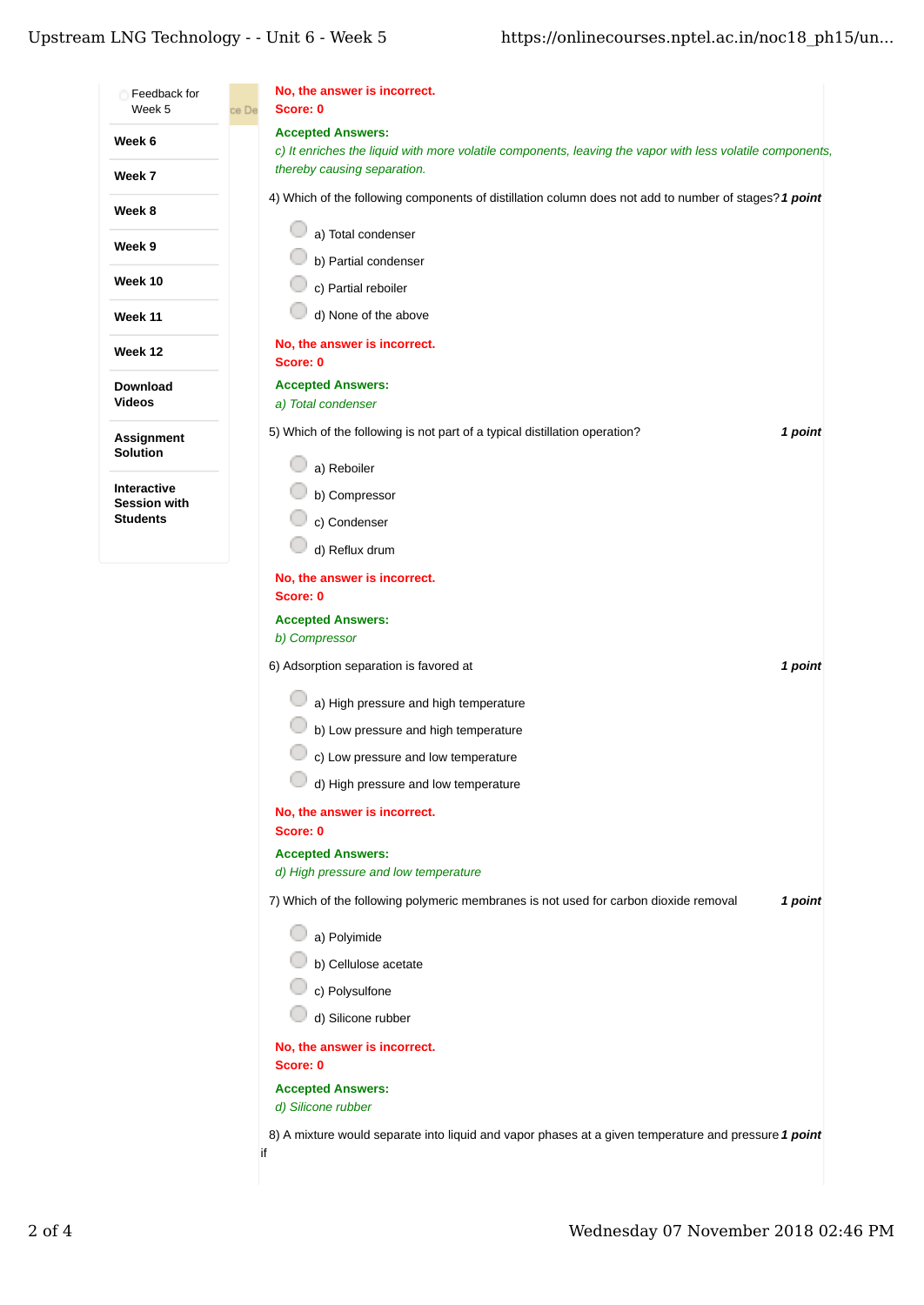Feedback for Week 5

**Week 6**

**Week 7**

**Week 8**

**Week 9**

**Week 10**

**Week 11**

**Week 12**

**Download Videos**

**Assignment Solution**

**Interactive Session with Students**

**No, the answer is incorrect.**
**Score: 0**

**Accepted Answers:**
*c) It enriches the liquid with more volatile components, leaving the vapor with less volatile components, thereby causing separation.*

4) Which of the following components of distillation column does not add to number of stages? ***1 point***

- a) Total condenser
- b) Partial condenser
- c) Partial reboiler
- d) None of the above

**No, the answer is incorrect.**
**Score: 0**

**Accepted Answers:**
*a) Total condenser*

5) Which of the following is not part of a typical distillation operation? ***1 point***

- a) Reboiler
- b) Compressor
- c) Condenser
- d) Reflux drum

**No, the answer is incorrect.**
**Score: 0**

**Accepted Answers:**
*b) Compressor*

6) Adsorption separation is favored at ***1 point***

- a) High pressure and high temperature
- b) Low pressure and high temperature
- c) Low pressure and low temperature
- d) High pressure and low temperature

**No, the answer is incorrect.**
**Score: 0**

**Accepted Answers:**
*d) High pressure and low temperature*

7) Which of the following polymeric membranes is not used for carbon dioxide removal ***1 point***

- a) Polyimide
- b) Cellulose acetate
- c) Polysulfone
- d) Silicone rubber

**No, the answer is incorrect.**
**Score: 0**

**Accepted Answers:**
*d) Silicone rubber*

8) A mixture would separate into liquid and vapor phases at a given temperature and pressure if ***1 point***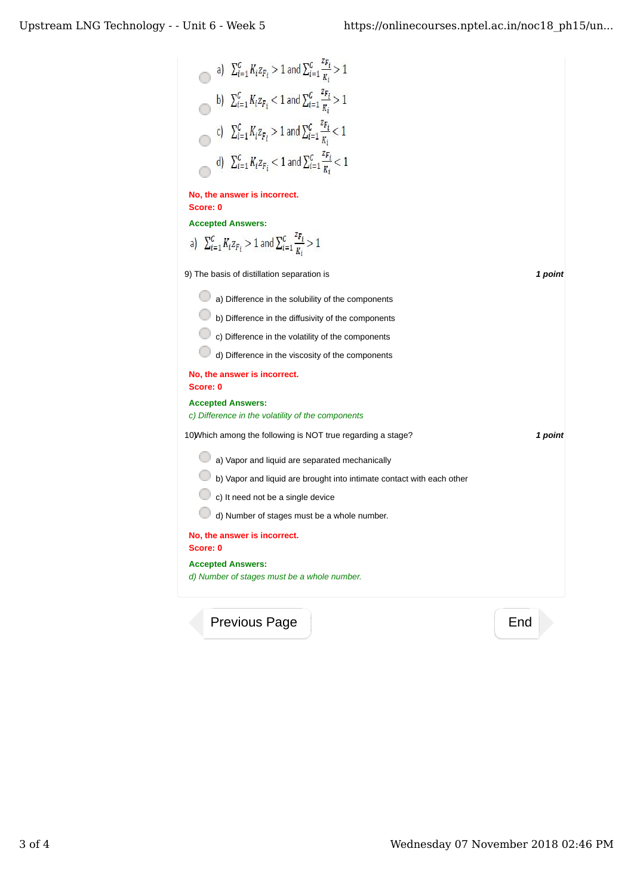a) $\sum_{i=1}^{C} K_i z_{F_i} > 1$ and $\sum_{i=1}^{C} \frac{z_{F_i}}{K_i} > 1$

b) $\sum_{i=1}^{C} K_i z_{F_i} < 1$ and $\sum_{i=1}^{C} \frac{z_{F_i}}{K_i} > 1$

c) $\sum_{i=1}^{C} K_i z_{F_i} > 1$ and $\sum_{i=1}^{C} \frac{z_{F_i}}{K_i} < 1$

d) $\sum_{i=1}^{C} K_i z_{F_i} < 1$ and $\sum_{i=1}^{C} \frac{z_{F_i}}{K_i} < 1$

**No, the answer is incorrect.**
**Score: 0**

**Accepted Answers:**
a) $\sum_{i=1}^{C} K_i z_{F_i} > 1$ and $\sum_{i=1}^{C} \frac{z_{F_i}}{K_i} > 1$

9) The basis of distillation separation is **_1 point_**

a) Difference in the solubility of the components

b) Difference in the diffusivity of the components

c) Difference in the volatility of the components

d) Difference in the viscosity of the components

**No, the answer is incorrect.**
**Score: 0**

**Accepted Answers:**
*c) Difference in the volatility of the components*

10) Which among the following is NOT true regarding a stage? **_1 point_**

a) Vapor and liquid are separated mechanically

b) Vapor and liquid are brought into intimate contact with each other

c) It need not be a single device

d) Number of stages must be a whole number.

**No, the answer is incorrect.**
**Score: 0**

**Accepted Answers:**
*d) Number of stages must be a whole number.*

Previous Page | End